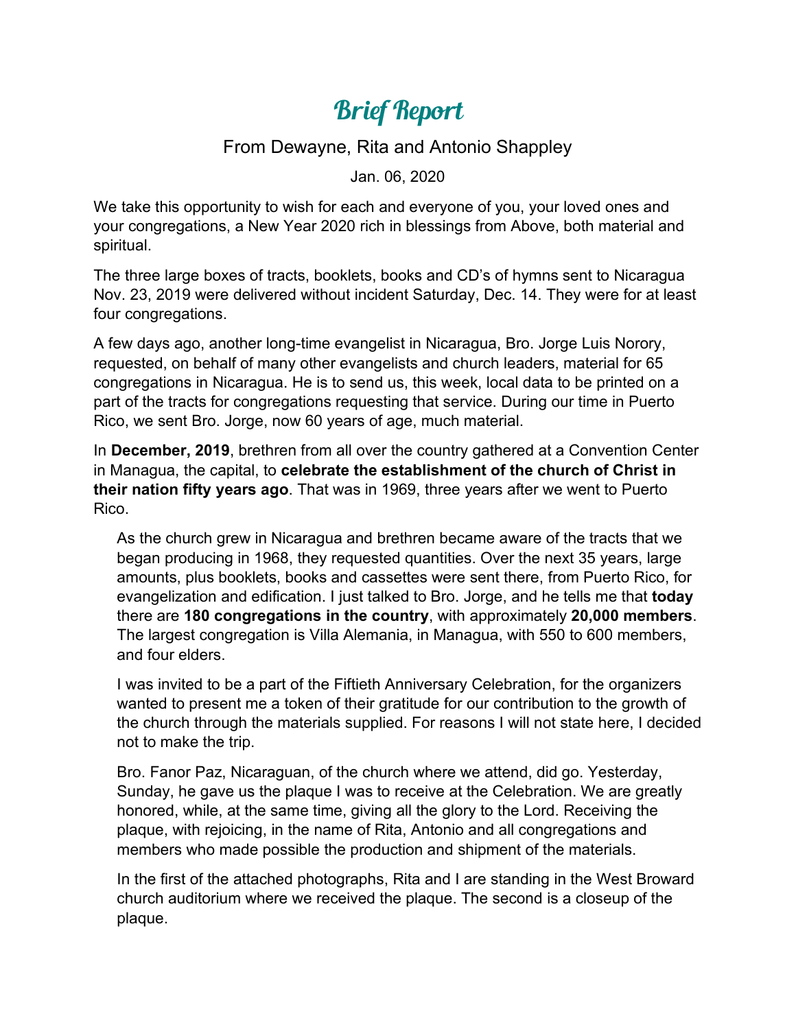# Brief Report

From Dewayne, Rita and Antonio Shappley

Jan. 06, 2020

We take this opportunity to wish for each and everyone of you, your loved ones and your congregations, a New Year 2020 rich in blessings from Above, both material and spiritual.

The three large boxes of tracts, booklets, books and CD's of hymns sent to Nicaragua Nov. 23, 2019 were delivered without incident Saturday, Dec. 14. They were for at least four congregations.

A few days ago, another long-time evangelist in Nicaragua, Bro. Jorge Luis Norory, requested, on behalf of many other evangelists and church leaders, material for 65 congregations in Nicaragua. He is to send us, this week, local data to be printed on a part of the tracts for congregations requesting that service. During our time in Puerto Rico, we sent Bro. Jorge, now 60 years of age, much material.

In **December, 2019**, brethren from all over the country gathered at a Convention Center in Managua, the capital, to **celebrate the establishment of the church of Christ in their nation fifty years ago**. That was in 1969, three years after we went to Puerto Rico.

As the church grew in Nicaragua and brethren became aware of the tracts that we began producing in 1968, they requested quantities. Over the next 35 years, large amounts, plus booklets, books and cassettes were sent there, from Puerto Rico, for evangelization and edification. I just talked to Bro. Jorge, and he tells me that **today** there are **180 congregations in the country**, with approximately **20,000 members**. The largest congregation is Villa Alemania, in Managua, with 550 to 600 members, and four elders.

I was invited to be a part of the Fiftieth Anniversary Celebration, for the organizers wanted to present me a token of their gratitude for our contribution to the growth of the church through the materials supplied. For reasons I will not state here, I decided not to make the trip.

Bro. Fanor Paz, Nicaraguan, of the church where we attend, did go. Yesterday, Sunday, he gave us the plaque I was to receive at the Celebration. We are greatly honored, while, at the same time, giving all the glory to the Lord. Receiving the plaque, with rejoicing, in the name of Rita, Antonio and all congregations and members who made possible the production and shipment of the materials.

In the first of the attached photographs, Rita and I are standing in the West Broward church auditorium where we received the plaque. The second is a closeup of the plaque.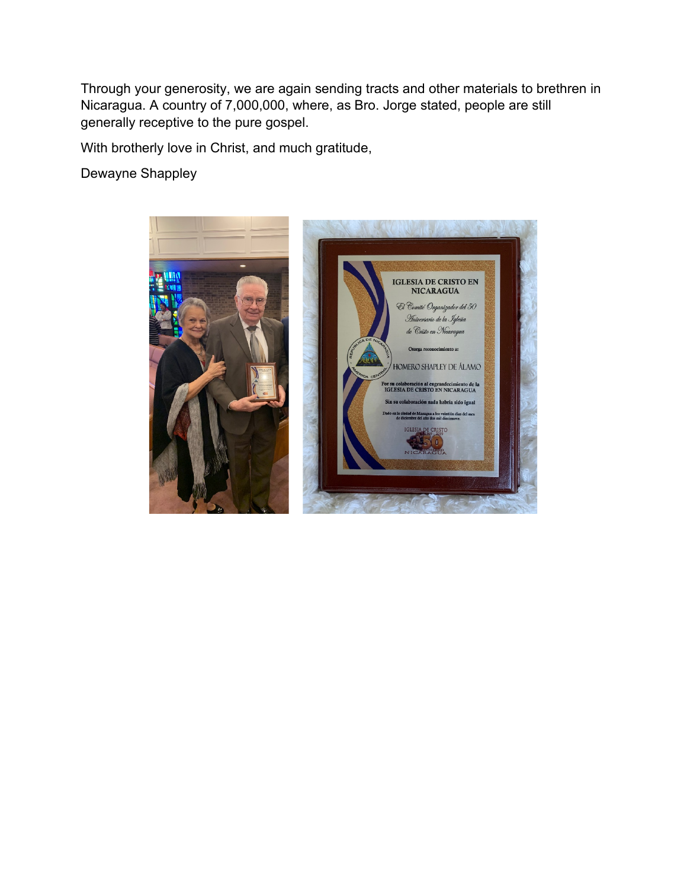Through your generosity, we are again sending tracts and other materials to brethren in Nicaragua. A country of 7,000,000, where, as Bro. Jorge stated, people are still generally receptive to the pure gospel.

With brotherly love in Christ, and much gratitude,

Dewayne Shappley